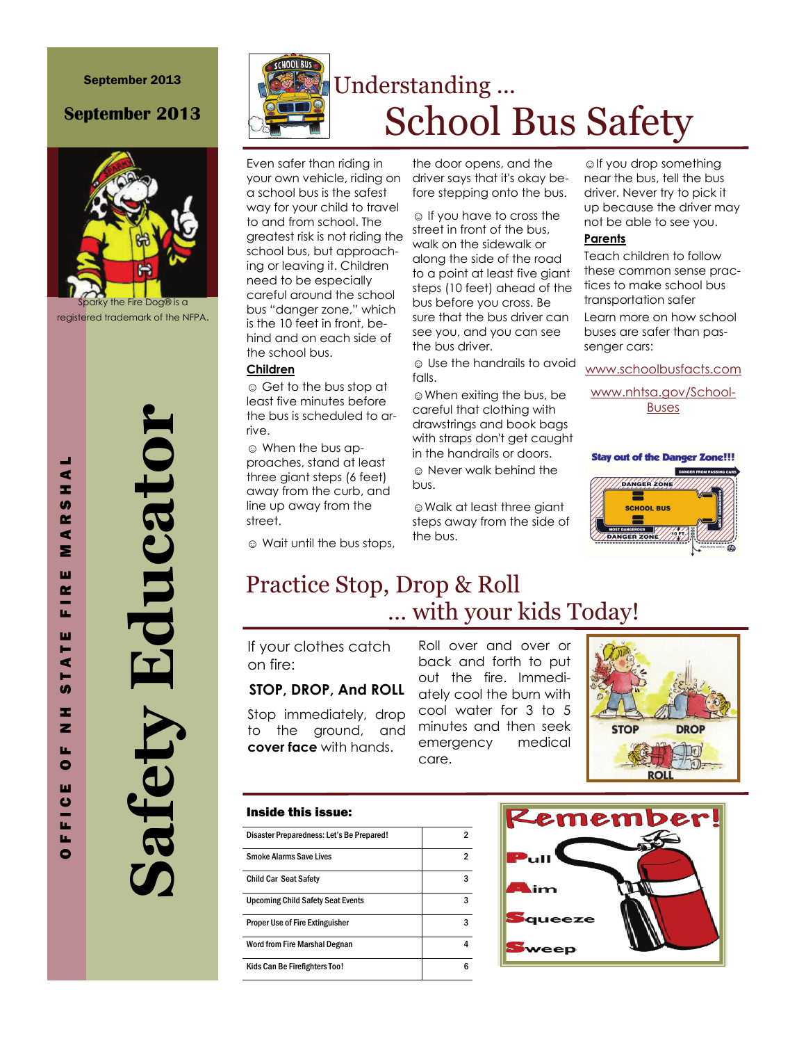September 2013

**September 2013**

Sparky the Fire Dog® is a registered trademark of the NFPA.

OFFICE OF NH STATE FIRE MARSHAL

# Safety Educator

## Understanding ... School Bus Safety

Even safer than riding in your own vehicle, riding on a school bus is the safest way for your child to travel to and from school. The greatest risk is not riding the school bus, but approaching or leaving it. Children need to be especially careful around the school bus "danger zone," which is the 10 feet in front, behind and on each side of the school bus.

**Children**

☺ Get to the bus stop at least five minutes before the bus is scheduled to arrive.

☺ When the bus approaches, stand at least three giant steps (6 feet) away from the curb, and line up away from the street.

☺ Wait until the bus stops, the door opens, and the driver says that it's okay before stepping onto the bus.

☺ If you have to cross the street in front of the bus, walk on the sidewalk or along the side of the road to a point at least five giant steps (10 feet) ahead of the bus before you cross. Be sure that the bus driver can see you, and you can see the bus driver.

☺ Use the handrails to avoid falls.

☺ When exiting the bus, be careful that clothing with drawstrings and book bags with straps don't get caught in the handrails or doors.

☺ Never walk behind the bus.

☺ Walk at least three giant steps away from the side of the bus.

☺ If you drop something near the bus, tell the bus driver. Never try to pick it up because the driver may not be able to see you.

**Parents**

Teach children to follow these common sense practices to make school bus transportation safer

Learn more on how school buses are safer than passenger cars:

www.schoolbusfacts.com

www.nhtsa.gov/School-Buses

**Stay out of the Danger Zone!!!**

## Practice Stop, Drop & Roll ... with your kids Today!

If your clothes catch on fire:

**STOP, DROP, And ROLL**

Stop immediately, drop to the ground, and **cover face** with hands.

Roll over and over or back and forth to put out the fire. Immediately cool the burn with cool water for 3 to 5 minutes and then seek emergency medical care.

### Inside this issue:

| | |
|---|---|
| Disaster Preparedness: Let's Be Prepared! | 2 |
| Smoke Alarms Save Lives | 2 |
| Child Car Seat Safety | 3 |
| Upcoming Child Safety Seat Events | 3 |
| Proper Use of Fire Extinguisher | 3 |
| Word from Fire Marshal Degnan | 4 |
| Kids Can Be Firefighters Too! | 6 |

**Remember!**

**P**ull
**A**im
**S**queeze
**S**weep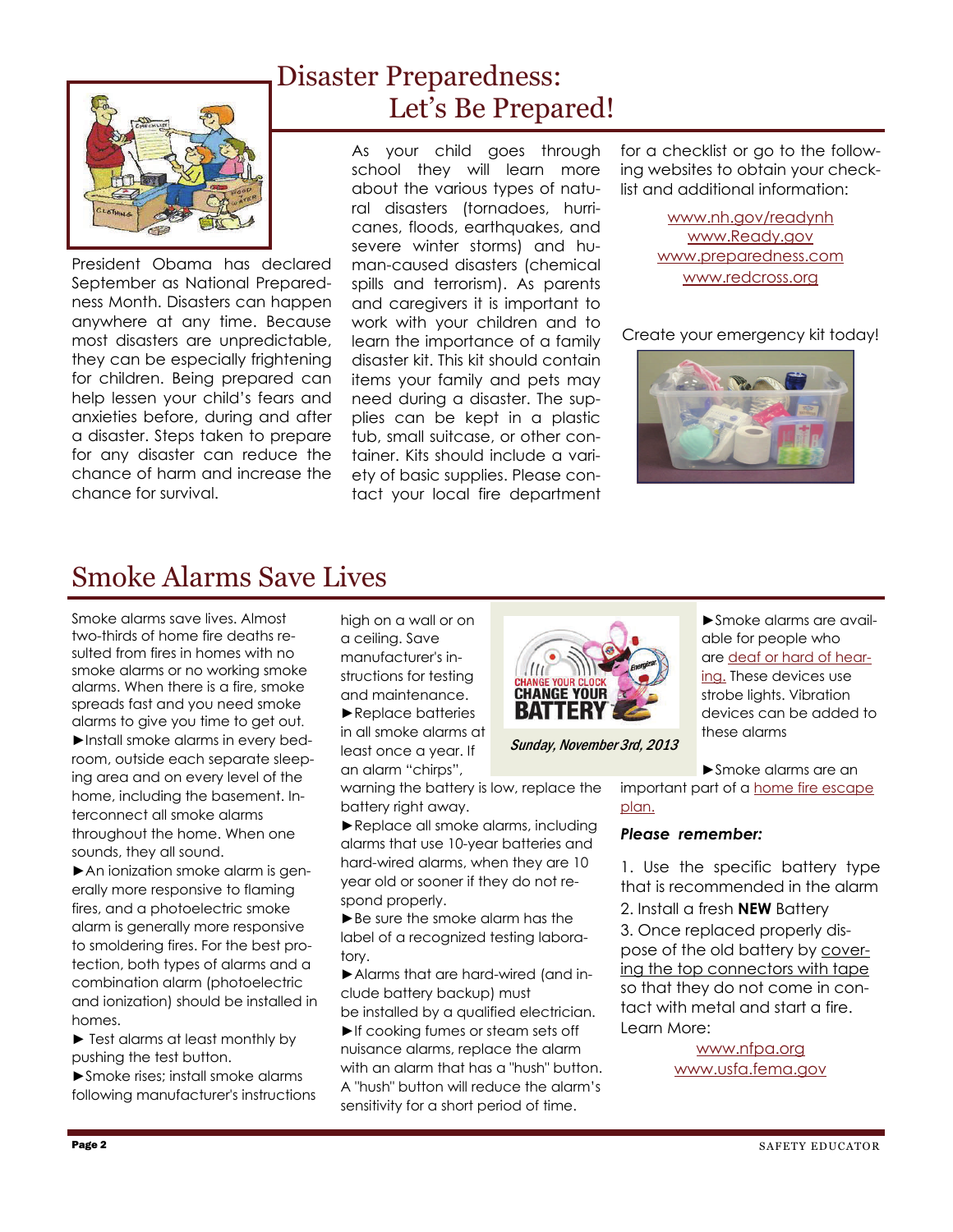# Disaster Preparedness: Let's Be Prepared!

President Obama has declared September as National Preparedness Month. Disasters can happen anywhere at any time. Because most disasters are unpredictable, they can be especially frightening for children. Being prepared can help lessen your child's fears and anxieties before, during and after a disaster. Steps taken to prepare for any disaster can reduce the chance of harm and increase the chance for survival.

As your child goes through school they will learn more about the various types of natural disasters (tornadoes, hurricanes, floods, earthquakes, and severe winter storms) and human-caused disasters (chemical spills and terrorism). As parents and caregivers it is important to work with your children and to learn the importance of a family disaster kit. This kit should contain items your family and pets may need during a disaster. The supplies can be kept in a plastic tub, small suitcase, or other container. Kits should include a variety of basic supplies. Please contact your local fire department for a checklist or go to the following websites to obtain your checklist and additional information:

www.nh.gov/readynh
www.Ready.gov
www.preparedness.com
www.redcross.org

Create your emergency kit today!

# Smoke Alarms Save Lives

Smoke alarms save lives. Almost two-thirds of home fire deaths resulted from fires in homes with no smoke alarms or no working smoke alarms. When there is a fire, smoke spreads fast and you need smoke alarms to give you time to get out.

►Install smoke alarms in every bedroom, outside each separate sleeping area and on every level of the home, including the basement. Interconnect all smoke alarms throughout the home. When one sounds, they all sound.

►An ionization smoke alarm is generally more responsive to flaming fires, and a photoelectric smoke alarm is generally more responsive to smoldering fires. For the best protection, both types of alarms and a combination alarm (photoelectric and ionization) should be installed in homes.

► Test alarms at least monthly by pushing the test button.

►Smoke rises; install smoke alarms following manufacturer's instructions high on a wall or on a ceiling. Save manufacturer's instructions for testing and maintenance.

►Replace batteries in all smoke alarms at least once a year. If an alarm "chirps", warning the battery is low, replace the battery right away.

►Replace all smoke alarms, including alarms that use 10-year batteries and hard-wired alarms, when they are 10 year old or sooner if they do not respond properly.

►Be sure the smoke alarm has the label of a recognized testing laboratory.

►Alarms that are hard-wired (and include battery backup) must be installed by a qualified electrician.

►If cooking fumes or steam sets off nuisance alarms, replace the alarm with an alarm that has a "hush" button. A "hush" button will reduce the alarm's sensitivity for a short period of time.

CHANGE YOUR CLOCK CHANGE YOUR BATTERY

*Sunday, November 3rd, 2013*

►Smoke alarms are available for people who are deaf or hard of hearing. These devices use strobe lights. Vibration devices can be added to these alarms

►Smoke alarms are an important part of a home fire escape plan.

***Please remember:***

1. Use the specific battery type that is recommended in the alarm
2. Install a fresh **NEW** Battery
3. Once replaced properly dispose of the old battery by covering the top connectors with tape so that they do not come in contact with metal and start a fire.

Learn More:

www.nfpa.org
www.usfa.fema.gov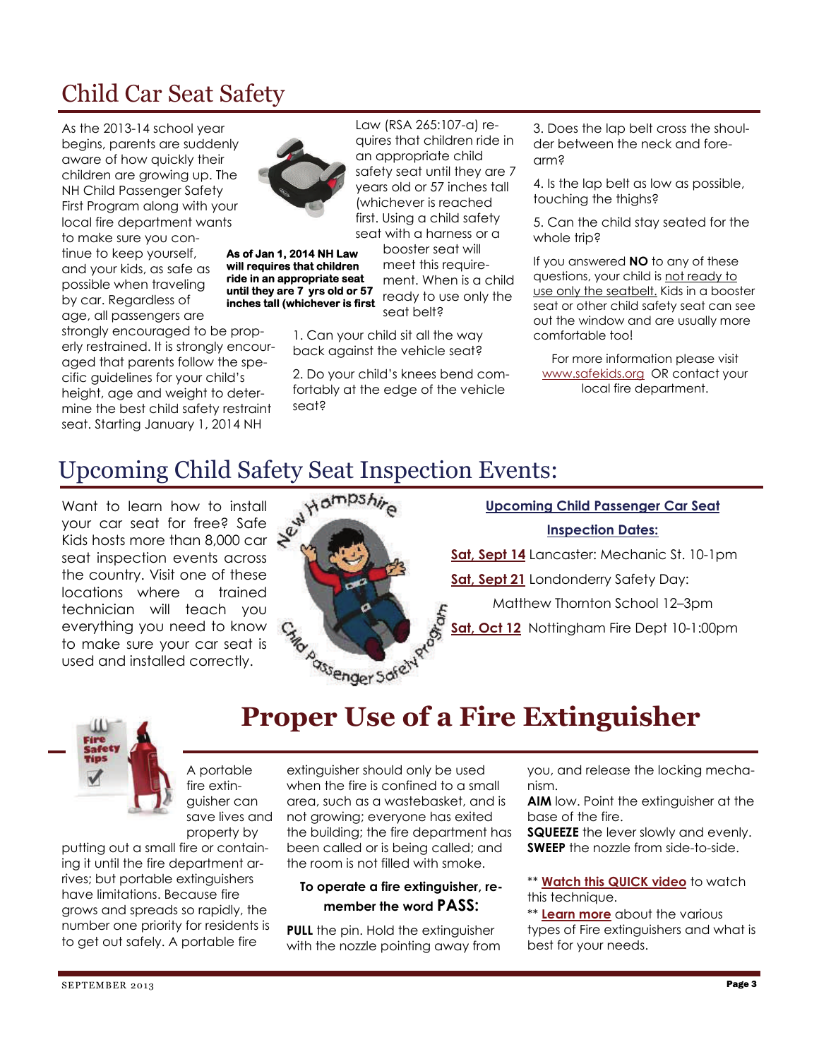# Child Car Seat Safety

As the 2013-14 school year begins, parents are suddenly aware of how quickly their children are growing up. The NH Child Passenger Safety First Program along with your local fire department wants to make sure you continue to keep yourself, and your kids, as safe as possible when traveling by car. Regardless of age, all passengers are strongly encouraged to be properly restrained. It is strongly encouraged that parents follow the specific guidelines for your child's height, age and weight to determine the best child safety restraint seat. Starting January 1, 2014 NH Law (RSA 265:107-a) requires that children ride in an appropriate child safety seat until they are 7 years old or 57 inches tall (whichever is reached first. Using a child safety seat with a harness or a booster seat will meet this requirement. When is a child ready to use only the seat belt?

**As of Jan 1, 2014 NH Law will requires that children ride in an appropriate seat until they are 7 yrs old or 57 inches tall (whichever is first**

1. Can your child sit all the way back against the vehicle seat?
2. Do your child's knees bend comfortably at the edge of the vehicle seat?
3. Does the lap belt cross the shoulder between the neck and forearm?
4. Is the lap belt as low as possible, touching the thighs?
5. Can the child stay seated for the whole trip?

If you answered **NO** to any of these questions, your child is not ready to use only the seatbelt. Kids in a booster seat or other child safety seat can see out the window and are usually more comfortable too!

For more information please visit www.safekids.org OR contact your local fire department.

# Upcoming Child Safety Seat Inspection Events:

Want to learn how to install your car seat for free? Safe Kids hosts more than 8,000 car seat inspection events across the country. Visit one of these locations where a trained technician will teach you everything you need to know to make sure your car seat is used and installed correctly.

**Upcoming Child Passenger Car Seat Inspection Dates:**

**Sat, Sept 14** Lancaster: Mechanic St. 10-1pm

**Sat, Sept 21** Londonderry Safety Day: Matthew Thornton School 12–3pm

**Sat, Oct 12** Nottingham Fire Dept 10-1:00pm

# Proper Use of a Fire Extinguisher

A portable fire extinguisher can save lives and property by putting out a small fire or containing it until the fire department arrives; but portable extinguishers have limitations. Because fire grows and spreads so rapidly, the number one priority for residents is to get out safely. A portable fire extinguisher should only be used when the fire is confined to a small area, such as a wastebasket, and is not growing; everyone has exited the building; the fire department has been called or is being called; and the room is not filled with smoke.

**To operate a fire extinguisher, remember the word PASS:**

**PULL** the pin. Hold the extinguisher with the nozzle pointing away from you, and release the locking mechanism.

**AIM** low. Point the extinguisher at the base of the fire.

**SQUEEZE** the lever slowly and evenly.

**SWEEP** the nozzle from side-to-side.

** **Watch this QUICK video** to watch this technique.

** **Learn more** about the various types of Fire extinguishers and what is best for your needs.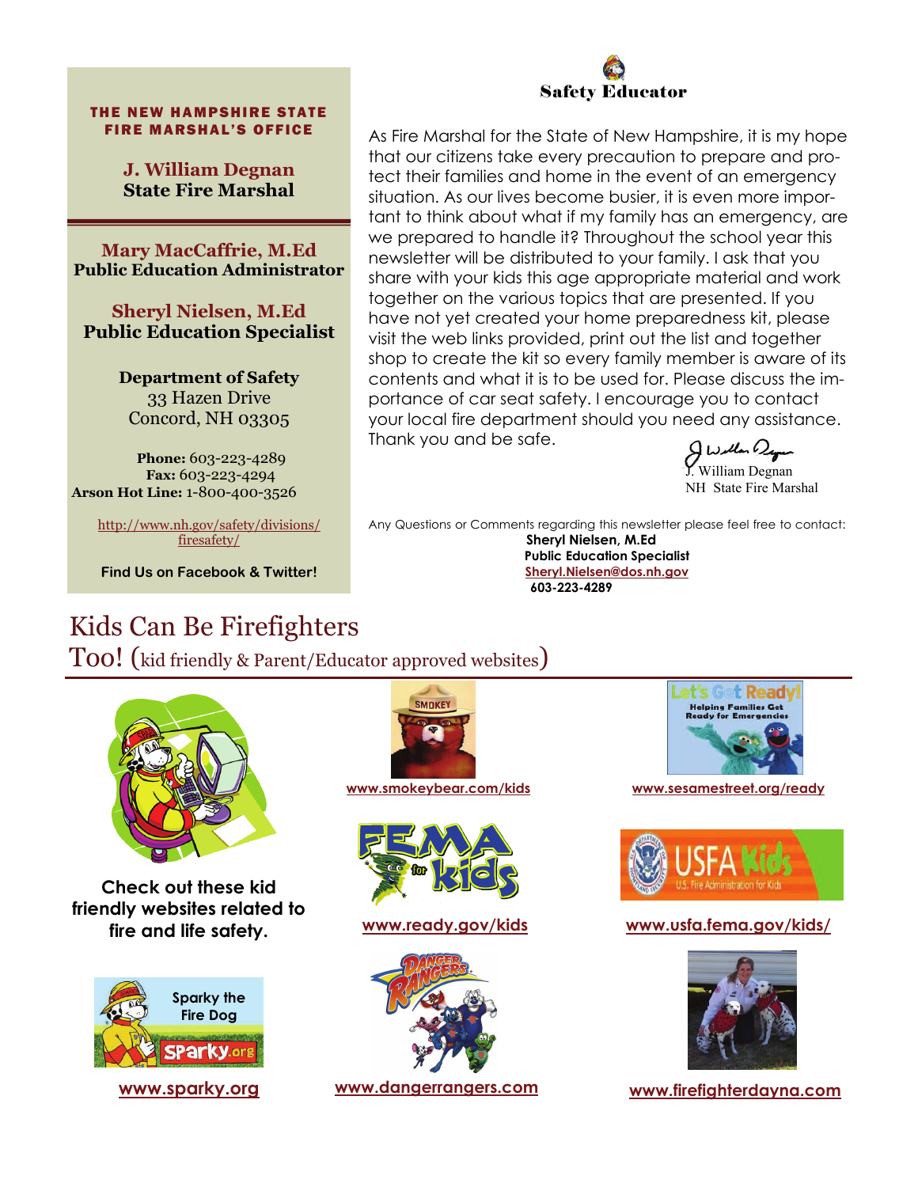**THE NEW HAMPSHIRE STATE FIRE MARSHAL'S OFFICE**

**J. William Degnan**
**State Fire Marshal**

**Mary MacCaffrie, M.Ed**
**Public Education Administrator**

**Sheryl Nielsen, M.Ed**
**Public Education Specialist**

**Department of Safety**
33 Hazen Drive
Concord, NH 03305

**Phone:** 603-223-4289
**Fax:** 603-223-4294
**Arson Hot Line:** 1-800-400-3526

http://www.nh.gov/safety/divisions/firesafety/

**Find Us on Facebook & Twitter!**

## Safety Educator

As Fire Marshal for the State of New Hampshire, it is my hope that our citizens take every precaution to prepare and protect their families and home in the event of an emergency situation. As our lives become busier, it is even more important to think about what if my family has an emergency, are we prepared to handle it? Throughout the school year this newsletter will be distributed to your family. I ask that you share with your kids this age appropriate material and work together on the various topics that are presented. If you have not yet created your home preparedness kit, please visit the web links provided, print out the list and together shop to create the kit so every family member is aware of its contents and what it is to be used for. Please discuss the importance of car seat safety. I encourage you to contact your local fire department should you need any assistance. Thank you and be safe.

J. William Degnan
NH State Fire Marshal

Any Questions or Comments regarding this newsletter please feel free to contact:
**Sheryl Nielsen, M.Ed**
**Public Education Specialist**
**Sheryl.Nielsen@dos.nh.gov**
**603-223-4289**

# Kids Can Be Firefighters Too! (kid friendly & Parent/Educator approved websites)

**Check out these kid friendly websites related to fire and life safety.**

**www.sparky.org**

**www.smokeybear.com/kids**

**www.ready.gov/kids**

**www.dangerrangers.com**

**www.sesamestreet.org/ready**

**www.usfa.fema.gov/kids/**

**www.firefighterdayna.com**